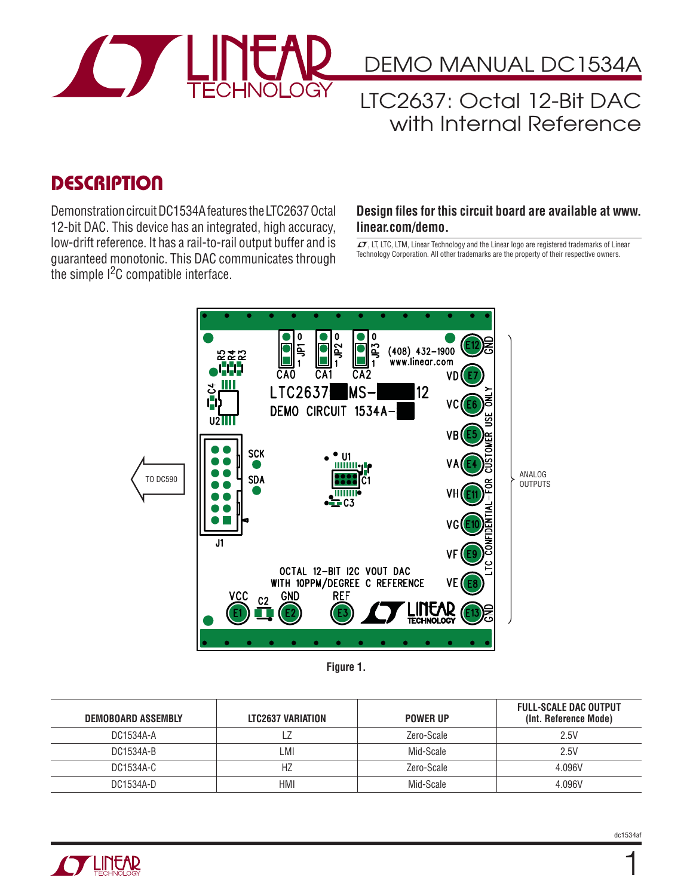# DEMO MANUAL DC1534A

## LTC2637: Octal 12-Bit DAC with Internal Reference

## DESCRIPTION

Demonstration circuit DC1534A features the LTC2637 Octal 12-bit DAC. This device has an integrated, high accuracy, low-drift reference. It has a rail-to-rail output buffer and is guaranteed monotonic. This DAC communicates through the simple I[2]C compatible interface.

**Design files for this circuit board are available at www.linear.com/demo.**

LT, LTC, LTM, Linear Technology and the Linear logo are registered trademarks of Linear Technology Corporation. All other trademarks are the property of their respective owners.

Figure 1.

| DEMOBOARD ASSEMBLY | LTC2637 VARIATION | POWER UP | FULL-SCALE DAC OUTPUT (Int. Reference Mode) |
|---|---|---|---|
| DC1534A-A | LZ | Zero-Scale | 2.5V |
| DC1534A-B | LMI | Mid-Scale | 2.5V |
| DC1534A-C | HZ | Zero-Scale | 4.096V |
| DC1534A-D | HMI | Mid-Scale | 4.096V |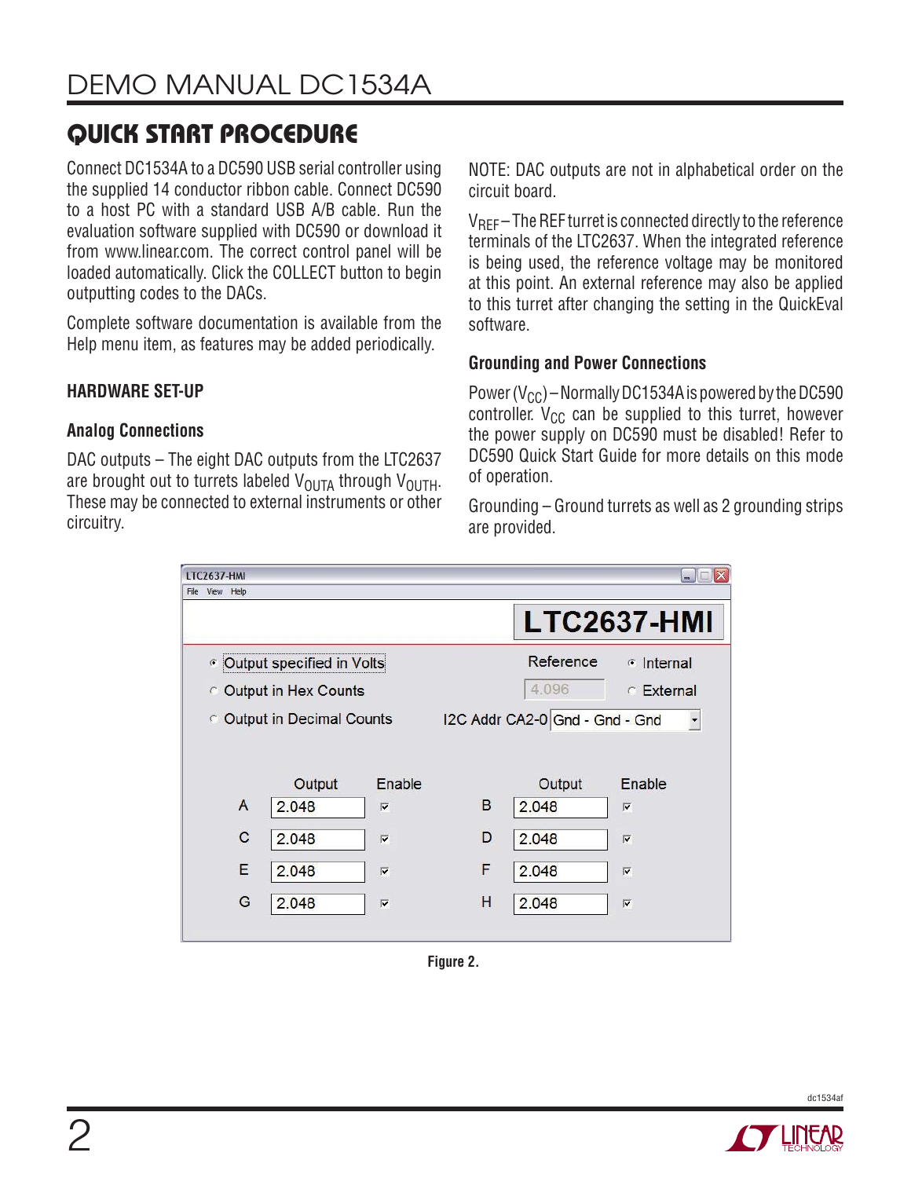## QUICK START PROCEDURE

Connect DC1534A to a DC590 USB serial controller using the supplied 14 conductor ribbon cable. Connect DC590 to a host PC with a standard USB A/B cable. Run the evaluation software supplied with DC590 or download it from www.linear.com. The correct control panel will be loaded automatically. Click the COLLECT button to begin outputting codes to the DACs.

Complete software documentation is available from the Help menu item, as features may be added periodically.

### HARDWARE SET-UP

#### Analog Connections

DAC outputs – The eight DAC outputs from the LTC2637 are brought out to turrets labeled $V_{OUTA}$ through $V_{OUTH}$. These may be connected to external instruments or other circuitry.

NOTE: DAC outputs are not in alphabetical order on the circuit board.

$V_{REF}$ – The REF turret is connected directly to the reference terminals of the LTC2637. When the integrated reference is being used, the reference voltage may be monitored at this point. An external reference may also be applied to this turret after changing the setting in the QuickEval software.

#### Grounding and Power Connections

Power ($V_{CC}$) – Normally DC1534A is powered by the DC590 controller. $V_{CC}$ can be supplied to this turret, however the power supply on DC590 must be disabled! Refer to DC590 Quick Start Guide for more details on this mode of operation.

Grounding – Ground turrets as well as 2 grounding strips are provided.

Figure 2.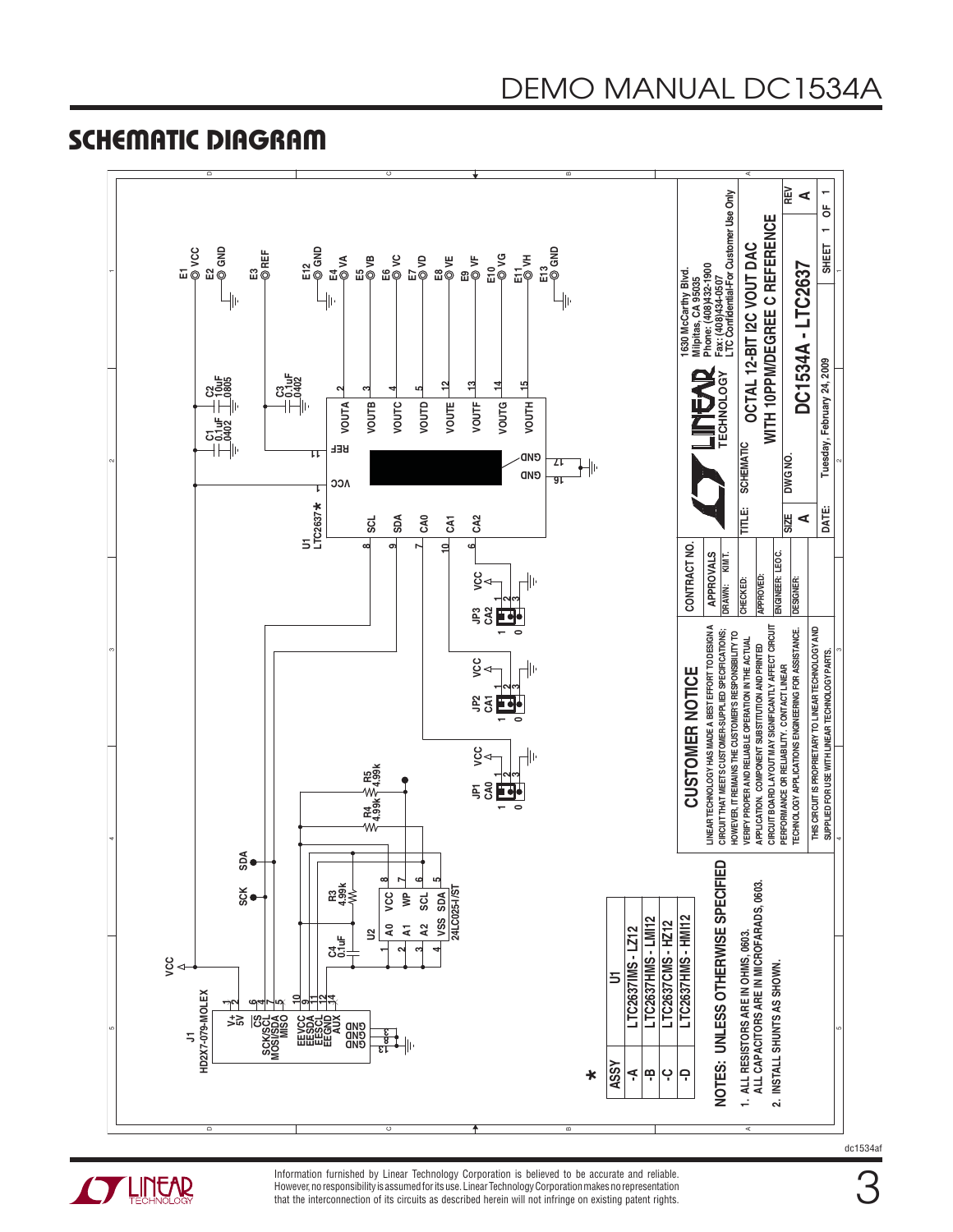## SCHEMATIC DIAGRAM

NOTES: UNLESS OTHERWISE SPECIFIED

1. ALL RESISTORS ARE IN OHMS, 0603. ALL CAPACITORS ARE IN MICROFARADS, 0603.
2. INSTALL SHUNTS AS SHOWN.

| * ASSY | U1 |
|---|---|
| -A | LTC2637IMS - LZ12 |
| -B | LTC2637HMS - LMI12 |
| -C | LTC2637CMS - HZ12 |
| -D | LTC2637HMS - HMI12 |

### CUSTOMER NOTICE

LINEAR TECHNOLOGY HAS MADE A BEST EFFORT TO DESIGN A CIRCUIT THAT MEETS CUSTOMER-SUPPLIED SPECIFICATIONS; HOWEVER, IT REMAINS THE CUSTOMER'S RESPONSIBILITY TO VERIFY PROPER AND RELIABLE OPERATION IN THE ACTUAL APPLICATION. COMPONENT SUBSTITUTION AND PRINTED CIRCUIT BOARD LAYOUT MAY SIGNIFICANTLY AFFECT CIRCUIT PERFORMANCE OR RELIABILITY. CONTACT LINEAR TECHNOLOGY APPLICATIONS ENGINEERING FOR ASSISTANCE.

THIS CIRCUIT IS PROPRIETARY TO LINEAR TECHNOLOGY AND SUPPLIED FOR USE WITH LINEAR TECHNOLOGY PARTS.

| CONTRACT NO. | |
|---|---|
| APPROVALS | |
| DRAWN: | KIM T. |
| CHECKED: | |
| APPROVED: | |
| ENGINEER: | LEO C. |
| DESIGNER: | |

LINEAR TECHNOLOGY — 1630 McCarthy Blvd. Milpitas, CA 95035 Phone: (408)432-1900 Fax: (408)434-0507 LTC Confidential-For Customer Use Only

TITLE: SCHEMATIC — OCTAL 12-BIT I2C VOUT DAC WITH 10PPM/DEGREE C REFERENCE

SIZE: A — DWG NO.: DC1534A - LTC2637 — REV: A

DATE: Tuesday, February 24, 2009 — SHEET 1 OF 1

Schematic labels: J1 HD2X7-079-MOLEX (V+ 5V, CS, SCK/SCL, MOSI/SDA, MISO, EEVCC, EESDA, EESCL, EEGND, AUX, GND); U2 24LC025-I/ST (A0, A1, A2, VSS, VCC, WP, SCL, SDA); C4 0.1uF; R3 4.99k; R4 4.99k; R5 4.99k; JP1 CA0; JP2 CA1; JP3 CA2; U1 LTC2637* (VCC, REF, SCL, SDA, CA0, CA1, CA2, GND, VOUTA–VOUTH); C1 0.1uF 0402; C2 10uF 0805; C3 0.1uF 0402; E1 VCC; E2 GND; E3 REF; E12 GND; E4 VA; E5 VB; E6 VC; E7 VD; E8 VE; E9 VF; E10 VG; E11 VH; E13 GND; SCK; SDA.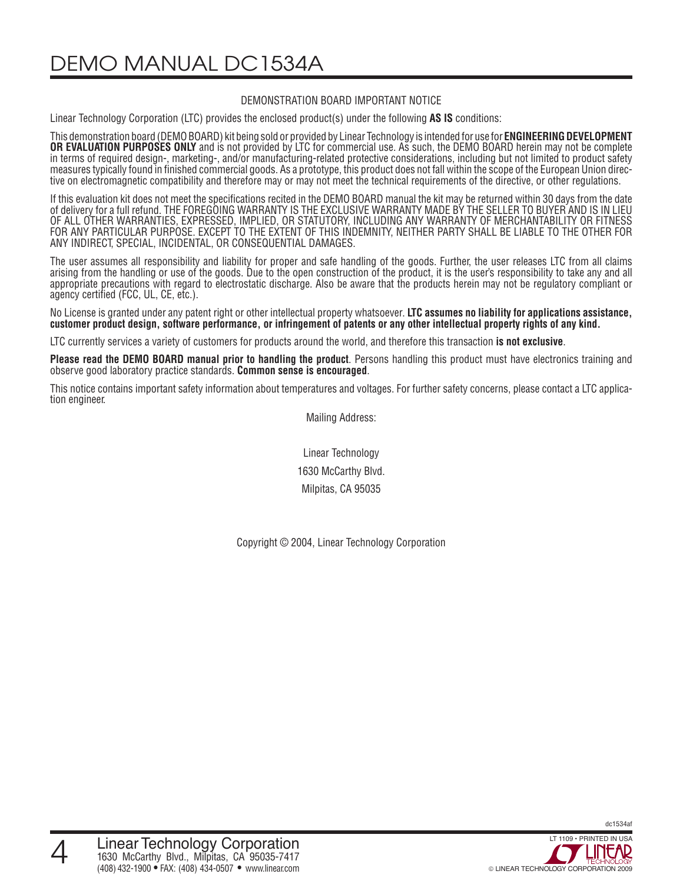## DEMONSTRATION BOARD IMPORTANT NOTICE

Linear Technology Corporation (LTC) provides the enclosed product(s) under the following **AS IS** conditions:

This demonstration board (DEMO BOARD) kit being sold or provided by Linear Technology is intended for use for **ENGINEERING DEVELOPMENT OR EVALUATION PURPOSES ONLY** and is not provided by LTC for commercial use. As such, the DEMO BOARD herein may not be complete in terms of required design-, marketing-, and/or manufacturing-related protective considerations, including but not limited to product safety measures typically found in finished commercial goods. As a prototype, this product does not fall within the scope of the European Union directive on electromagnetic compatibility and therefore may or may not meet the technical requirements of the directive, or other regulations.

If this evaluation kit does not meet the specifications recited in the DEMO BOARD manual the kit may be returned within 30 days from the date of delivery for a full refund. THE FOREGOING WARRANTY IS THE EXCLUSIVE WARRANTY MADE BY THE SELLER TO BUYER AND IS IN LIEU OF ALL OTHER WARRANTIES, EXPRESSED, IMPLIED, OR STATUTORY, INCLUDING ANY WARRANTY OF MERCHANTABILITY OR FITNESS FOR ANY PARTICULAR PURPOSE. EXCEPT TO THE EXTENT OF THIS INDEMNITY, NEITHER PARTY SHALL BE LIABLE TO THE OTHER FOR ANY INDIRECT, SPECIAL, INCIDENTAL, OR CONSEQUENTIAL DAMAGES.

The user assumes all responsibility and liability for proper and safe handling of the goods. Further, the user releases LTC from all claims arising from the handling or use of the goods. Due to the open construction of the product, it is the user's responsibility to take any and all appropriate precautions with regard to electrostatic discharge. Also be aware that the products herein may not be regulatory compliant or agency certified (FCC, UL, CE, etc.).

No License is granted under any patent right or other intellectual property whatsoever. **LTC assumes no liability for applications assistance, customer product design, software performance, or infringement of patents or any other intellectual property rights of any kind.**

LTC currently services a variety of customers for products around the world, and therefore this transaction **is not exclusive**.

**Please read the DEMO BOARD manual prior to handling the product**. Persons handling this product must have electronics training and observe good laboratory practice standards. **Common sense is encouraged**.

This notice contains important safety information about temperatures and voltages. For further safety concerns, please contact a LTC application engineer.

Mailing Address:

Linear Technology
1630 McCarthy Blvd.
Milpitas, CA 95035

Copyright © 2004, Linear Technology Corporation

Linear Technology Corporation
1630 McCarthy Blvd., Milpitas, CA 95035-7417
(408) 432-1900 • FAX: (408) 434-0507 • www.linear.com

LT 1109 • PRINTED IN USA

© LINEAR TECHNOLOGY CORPORATION 2009